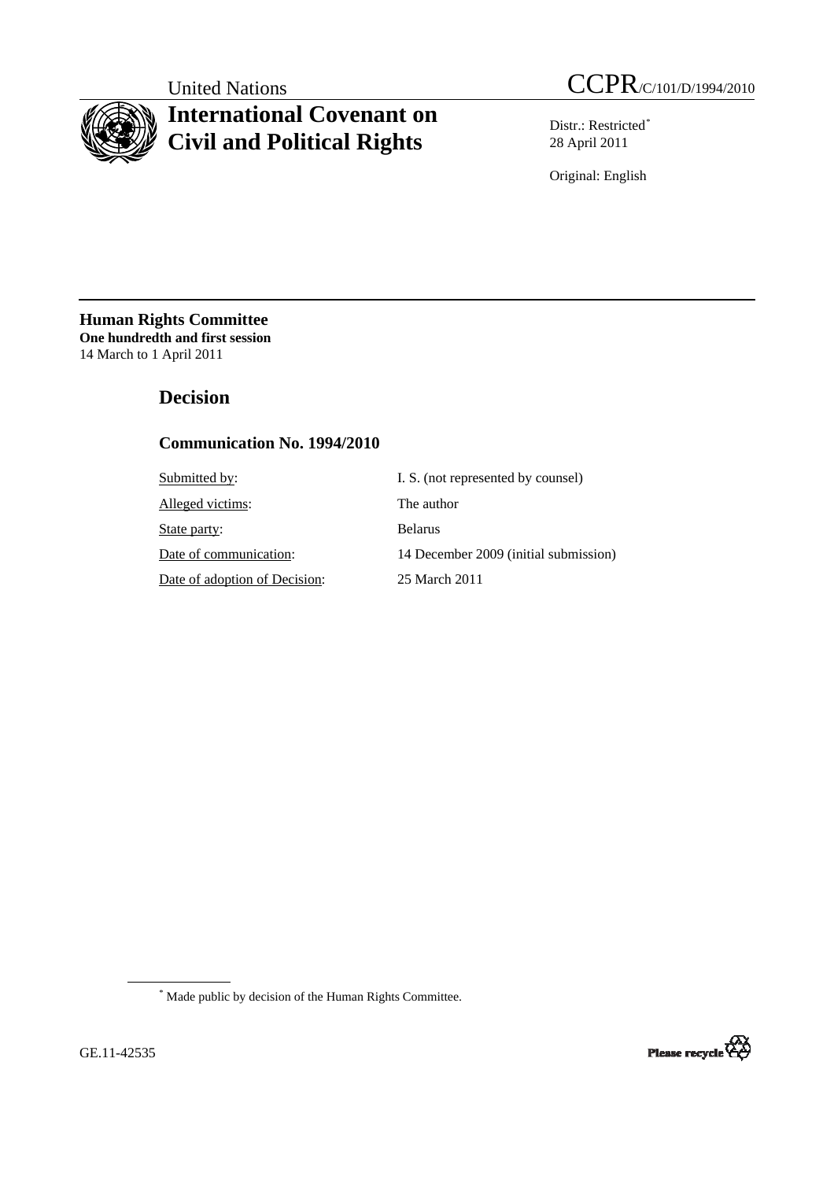United Nations

CCPR/C/101/D/1994/2010

# International Covenant on Civil and Political Rights

Distr.: Restricted[*]
28 April 2011

Original: English

**Human Rights Committee**
**One hundredth and first session**
14 March to 1 April 2011

## Decision

### Communication No. 1994/2010

| | |
|---|---|
| Submitted by: | I. S. (not represented by counsel) |
| Alleged victims: | The author |
| State party: | Belarus |
| Date of communication: | 14 December 2009 (initial submission) |
| Date of adoption of Decision: | 25 March 2011 |

[*] Made public by decision of the Human Rights Committee.

GE.11-42535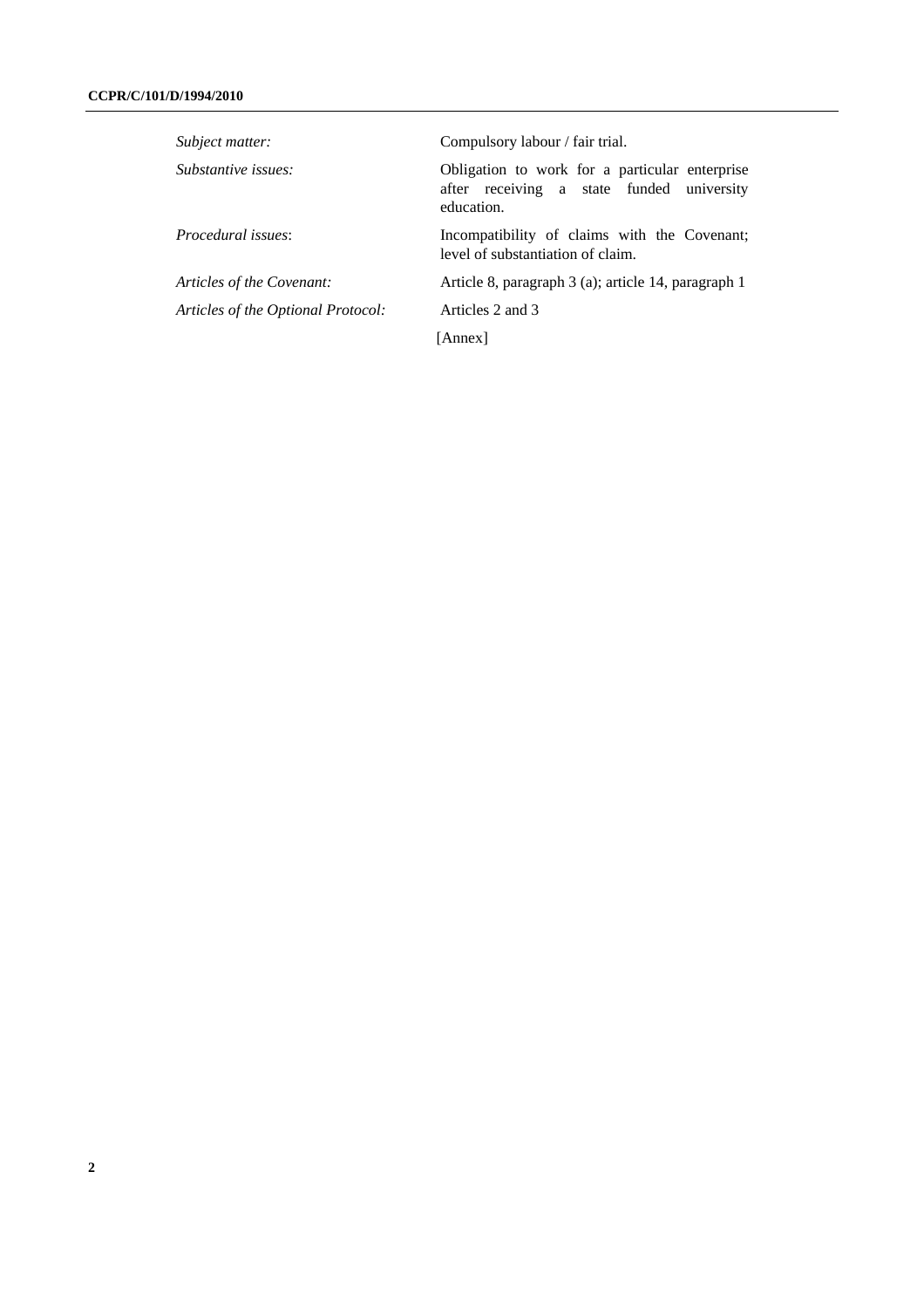| | |
|---|---|
| *Subject matter:* | Compulsory labour / fair trial. |
| *Substantive issues:* | Obligation to work for a particular enterprise after receiving a state funded university education. |
| *Procedural issues*: | Incompatibility of claims with the Covenant; level of substantiation of claim. |
| *Articles of the Covenant:* | Article 8, paragraph 3 (a); article 14, paragraph 1 |
| *Articles of the Optional Protocol:* | Articles 2 and 3 |

[Annex]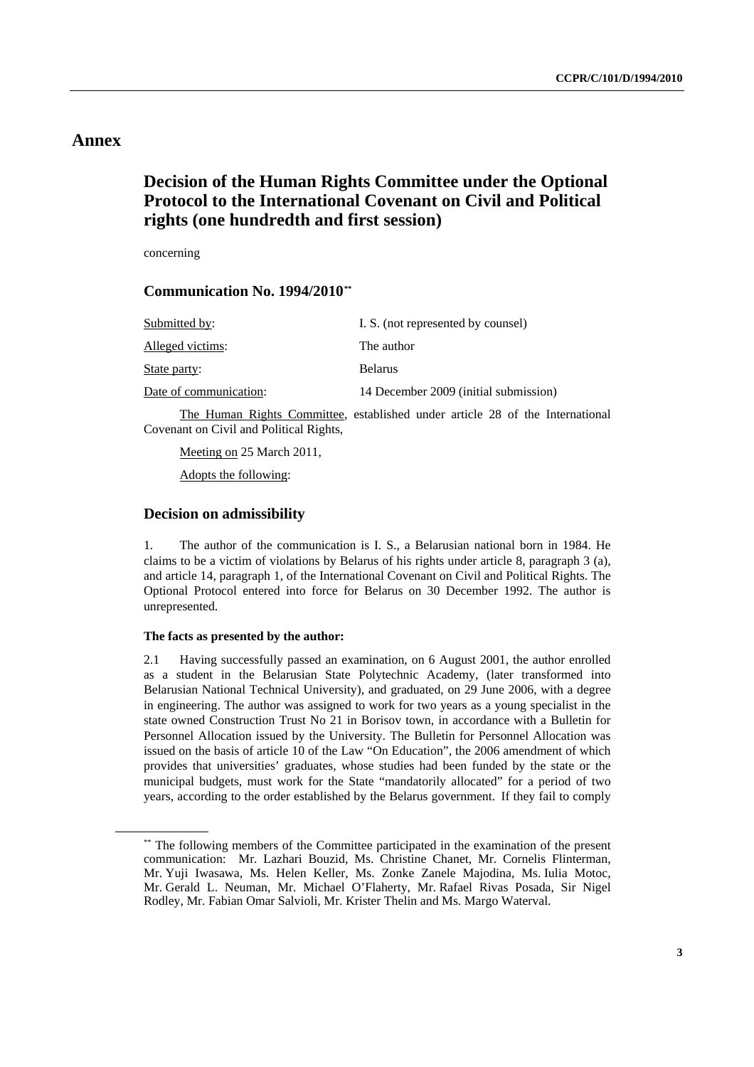# Annex

## Decision of the Human Rights Committee under the Optional Protocol to the International Covenant on Civil and Political rights (one hundredth and first session)

concerning

### Communication No. 1994/2010**

| | |
|---|---|
| Submitted by: | I. S. (not represented by counsel) |
| Alleged victims: | The author |
| State party: | Belarus |
| Date of communication: | 14 December 2009 (initial submission) |

The Human Rights Committee, established under article 28 of the International Covenant on Civil and Political Rights,

Meeting on 25 March 2011,

Adopts the following:

### Decision on admissibility

1. The author of the communication is I. S., a Belarusian national born in 1984. He claims to be a victim of violations by Belarus of his rights under article 8, paragraph 3 (a), and article 14, paragraph 1, of the International Covenant on Civil and Political Rights. The Optional Protocol entered into force for Belarus on 30 December 1992. The author is unrepresented.

**The facts as presented by the author:**

2.1 Having successfully passed an examination, on 6 August 2001, the author enrolled as a student in the Belarusian State Polytechnic Academy, (later transformed into Belarusian National Technical University), and graduated, on 29 June 2006, with a degree in engineering. The author was assigned to work for two years as a young specialist in the state owned Construction Trust No 21 in Borisov town, in accordance with a Bulletin for Personnel Allocation issued by the University. The Bulletin for Personnel Allocation was issued on the basis of article 10 of the Law "On Education", the 2006 amendment of which provides that universities' graduates, whose studies had been funded by the state or the municipal budgets, must work for the State "mandatorily allocated" for a period of two years, according to the order established by the Belarus government. If they fail to comply

** The following members of the Committee participated in the examination of the present communication: Mr. Lazhari Bouzid, Ms. Christine Chanet, Mr. Cornelis Flinterman, Mr. Yuji Iwasawa, Ms. Helen Keller, Ms. Zonke Zanele Majodina, Ms. Iulia Motoc, Mr. Gerald L. Neuman, Mr. Michael O'Flaherty, Mr. Rafael Rivas Posada, Sir Nigel Rodley, Mr. Fabian Omar Salvioli, Mr. Krister Thelin and Ms. Margo Waterval.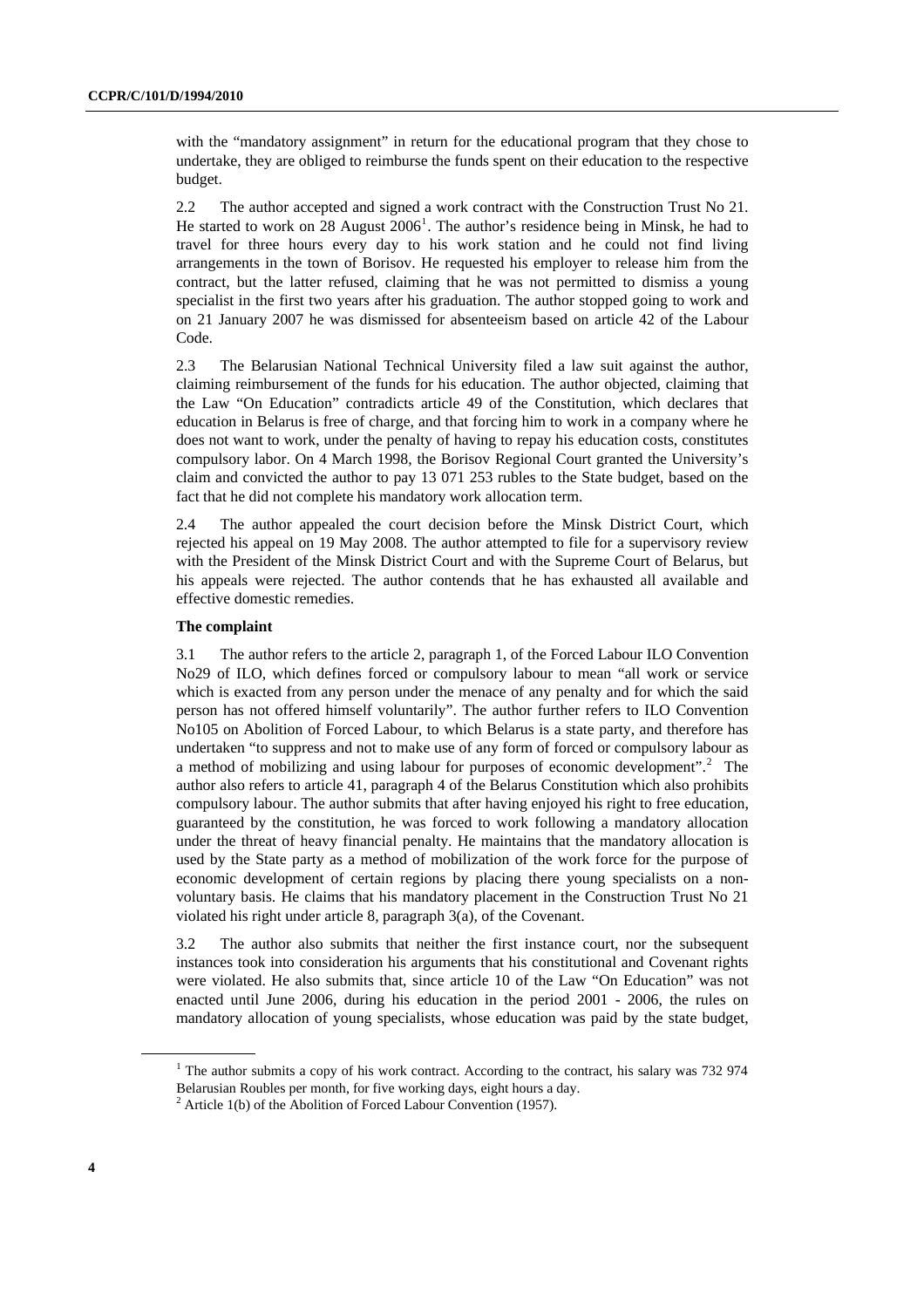with the "mandatory assignment" in return for the educational program that they chose to undertake, they are obliged to reimburse the funds spent on their education to the respective budget.

2.2 The author accepted and signed a work contract with the Construction Trust No 21. He started to work on 28 August 2006[1]. The author's residence being in Minsk, he had to travel for three hours every day to his work station and he could not find living arrangements in the town of Borisov. He requested his employer to release him from the contract, but the latter refused, claiming that he was not permitted to dismiss a young specialist in the first two years after his graduation. The author stopped going to work and on 21 January 2007 he was dismissed for absenteeism based on article 42 of the Labour Code.

2.3 The Belarusian National Technical University filed a law suit against the author, claiming reimbursement of the funds for his education. The author objected, claiming that the Law "On Education" contradicts article 49 of the Constitution, which declares that education in Belarus is free of charge, and that forcing him to work in a company where he does not want to work, under the penalty of having to repay his education costs, constitutes compulsory labor. On 4 March 1998, the Borisov Regional Court granted the University's claim and convicted the author to pay 13 071 253 rubles to the State budget, based on the fact that he did not complete his mandatory work allocation term.

2.4 The author appealed the court decision before the Minsk District Court, which rejected his appeal on 19 May 2008. The author attempted to file for a supervisory review with the President of the Minsk District Court and with the Supreme Court of Belarus, but his appeals were rejected. The author contends that he has exhausted all available and effective domestic remedies.

### The complaint

3.1 The author refers to the article 2, paragraph 1, of the Forced Labour ILO Convention No29 of ILO, which defines forced or compulsory labour to mean "all work or service which is exacted from any person under the menace of any penalty and for which the said person has not offered himself voluntarily". The author further refers to ILO Convention No105 on Abolition of Forced Labour, to which Belarus is a state party, and therefore has undertaken "to suppress and not to make use of any form of forced or compulsory labour as a method of mobilizing and using labour for purposes of economic development".[2] The author also refers to article 41, paragraph 4 of the Belarus Constitution which also prohibits compulsory labour. The author submits that after having enjoyed his right to free education, guaranteed by the constitution, he was forced to work following a mandatory allocation under the threat of heavy financial penalty. He maintains that the mandatory allocation is used by the State party as a method of mobilization of the work force for the purpose of economic development of certain regions by placing there young specialists on a non-voluntary basis. He claims that his mandatory placement in the Construction Trust No 21 violated his right under article 8, paragraph 3(a), of the Covenant.

3.2 The author also submits that neither the first instance court, nor the subsequent instances took into consideration his arguments that his constitutional and Covenant rights were violated. He also submits that, since article 10 of the Law "On Education" was not enacted until June 2006, during his education in the period 2001 - 2006, the rules on mandatory allocation of young specialists, whose education was paid by the state budget,

---

[1] The author submits a copy of his work contract. According to the contract, his salary was 732 974 Belarusian Roubles per month, for five working days, eight hours a day.

[2] Article 1(b) of the Abolition of Forced Labour Convention (1957).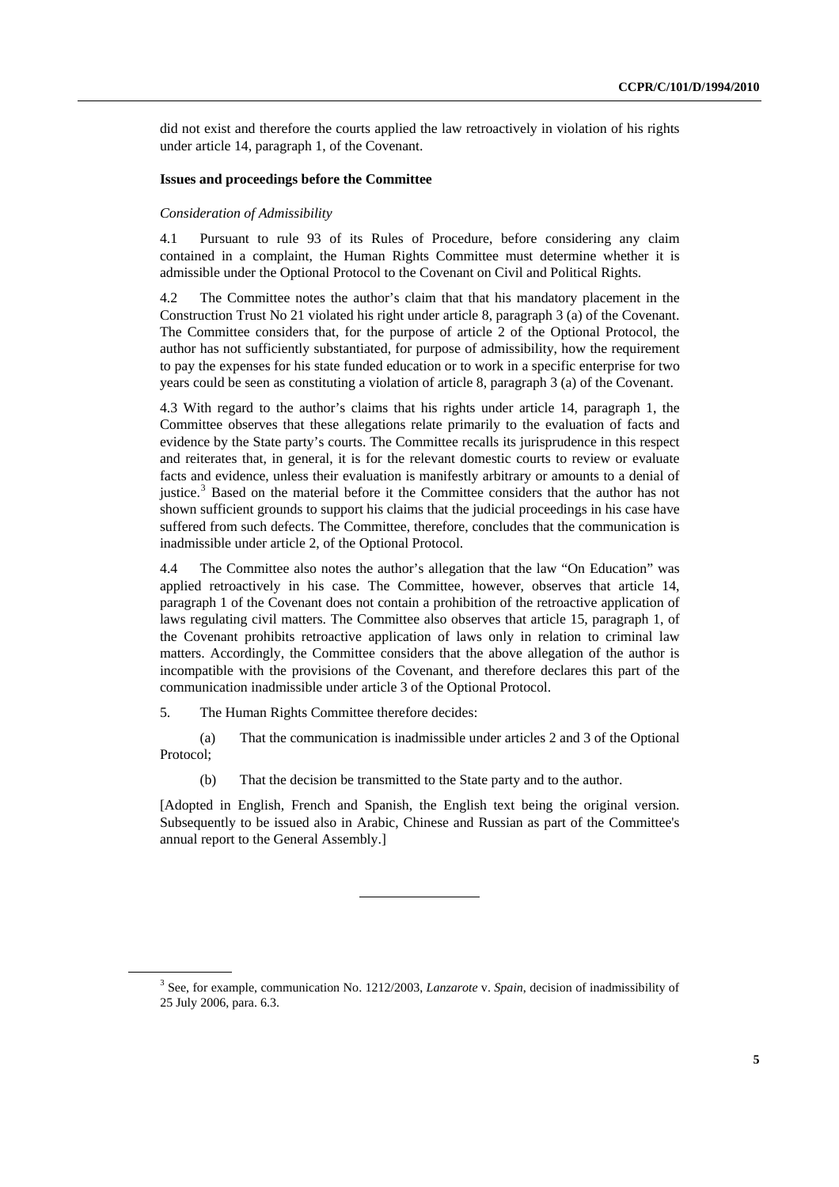did not exist and therefore the courts applied the law retroactively in violation of his rights under article 14, paragraph 1, of the Covenant.

### Issues and proceedings before the Committee

*Consideration of Admissibility*

4.1 Pursuant to rule 93 of its Rules of Procedure, before considering any claim contained in a complaint, the Human Rights Committee must determine whether it is admissible under the Optional Protocol to the Covenant on Civil and Political Rights.

4.2 The Committee notes the author's claim that that his mandatory placement in the Construction Trust No 21 violated his right under article 8, paragraph 3 (a) of the Covenant. The Committee considers that, for the purpose of article 2 of the Optional Protocol, the author has not sufficiently substantiated, for purpose of admissibility, how the requirement to pay the expenses for his state funded education or to work in a specific enterprise for two years could be seen as constituting a violation of article 8, paragraph 3 (a) of the Covenant.

4.3 With regard to the author's claims that his rights under article 14, paragraph 1, the Committee observes that these allegations relate primarily to the evaluation of facts and evidence by the State party's courts. The Committee recalls its jurisprudence in this respect and reiterates that, in general, it is for the relevant domestic courts to review or evaluate facts and evidence, unless their evaluation is manifestly arbitrary or amounts to a denial of justice.[3] Based on the material before it the Committee considers that the author has not shown sufficient grounds to support his claims that the judicial proceedings in his case have suffered from such defects. The Committee, therefore, concludes that the communication is inadmissible under article 2, of the Optional Protocol.

4.4 The Committee also notes the author's allegation that the law "On Education" was applied retroactively in his case. The Committee, however, observes that article 14, paragraph 1 of the Covenant does not contain a prohibition of the retroactive application of laws regulating civil matters. The Committee also observes that article 15, paragraph 1, of the Covenant prohibits retroactive application of laws only in relation to criminal law matters. Accordingly, the Committee considers that the above allegation of the author is incompatible with the provisions of the Covenant, and therefore declares this part of the communication inadmissible under article 3 of the Optional Protocol.

5. The Human Rights Committee therefore decides:

(a) That the communication is inadmissible under articles 2 and 3 of the Optional Protocol;

(b) That the decision be transmitted to the State party and to the author.

[Adopted in English, French and Spanish, the English text being the original version. Subsequently to be issued also in Arabic, Chinese and Russian as part of the Committee's annual report to the General Assembly.]

---

[3] See, for example, communication No. 1212/2003, *Lanzarote* v. *Spain*, decision of inadmissibility of 25 July 2006, para. 6.3.